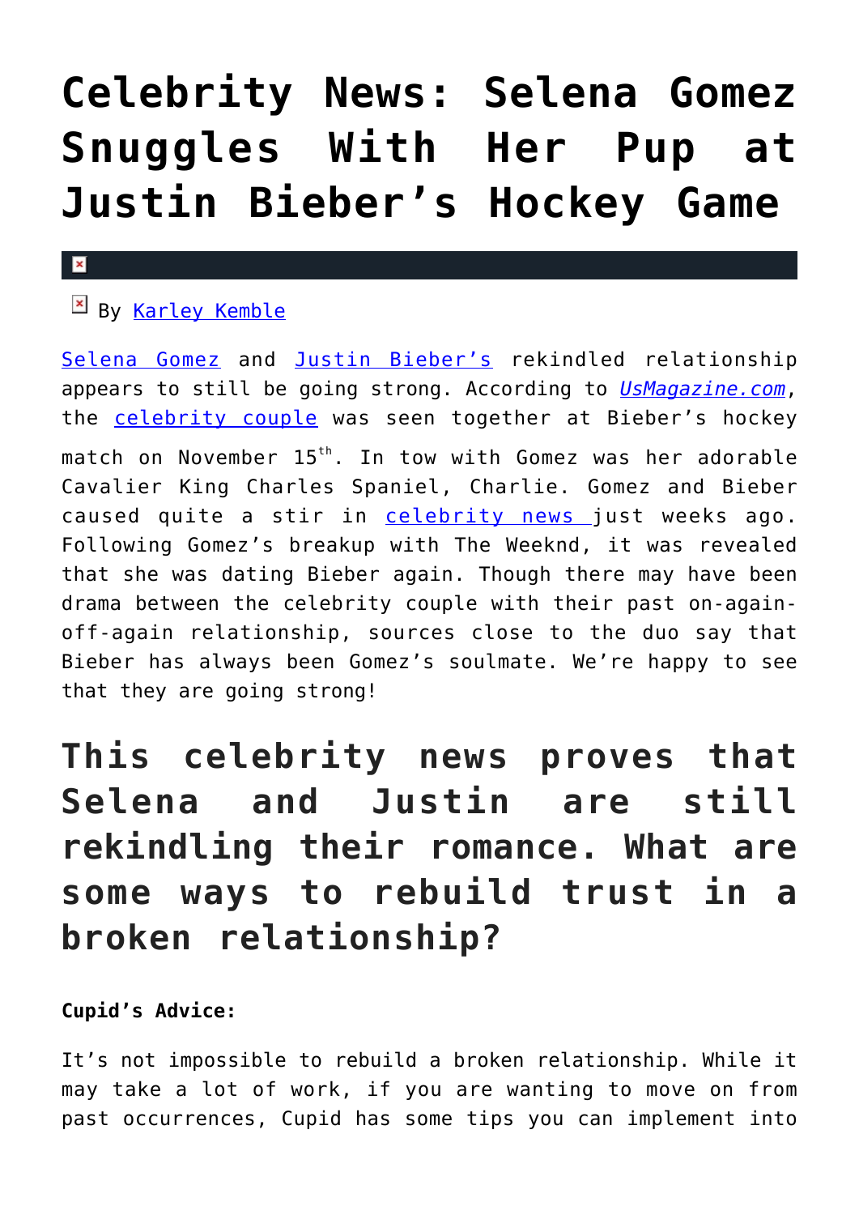# Celebrity News: Selena Gomez Snuggles With Her Pup at Justin Bieber's Hockey Game

By Karley Kemble

Selena Gomez and Justin Bieber's rekindled relationship appears to still be going strong. According to *UsMagazine.com*, the celebrity couple was seen together at Bieber's hockey match on November 15th. In tow with Gomez was her adorable Cavalier King Charles Spaniel, Charlie. Gomez and Bieber caused quite a stir in celebrity news just weeks ago. Following Gomez's breakup with The Weeknd, it was revealed that she was dating Bieber again. Though there may have been drama between the celebrity couple with their past on-again-off-again relationship, sources close to the duo say that Bieber has always been Gomez's soulmate. We're happy to see that they are going strong!

## This celebrity news proves that Selena and Justin are still rekindling their romance. What are some ways to rebuild trust in a broken relationship?

**Cupid's Advice:**

It's not impossible to rebuild a broken relationship. While it may take a lot of work, if you are wanting to move on from past occurrences, Cupid has some tips you can implement into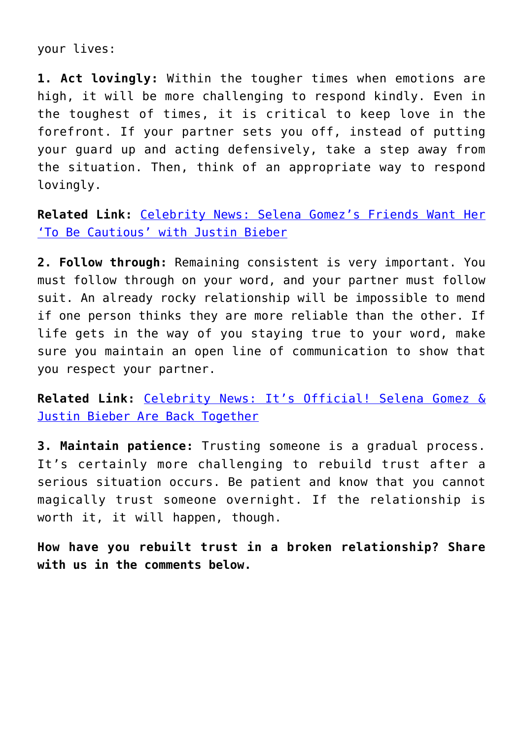your lives:

**1. Act lovingly:** Within the tougher times when emotions are high, it will be more challenging to respond kindly. Even in the toughest of times, it is critical to keep love in the forefront. If your partner sets you off, instead of putting your guard up and acting defensively, take a step away from the situation. Then, think of an appropriate way to respond lovingly.

**Related Link:** Celebrity News: Selena Gomez's Friends Want Her 'To Be Cautious' with Justin Bieber

**2. Follow through:** Remaining consistent is very important. You must follow through on your word, and your partner must follow suit. An already rocky relationship will be impossible to mend if one person thinks they are more reliable than the other. If life gets in the way of you staying true to your word, make sure you maintain an open line of communication to show that you respect your partner.

**Related Link:** Celebrity News: It's Official! Selena Gomez & Justin Bieber Are Back Together

**3. Maintain patience:** Trusting someone is a gradual process. It's certainly more challenging to rebuild trust after a serious situation occurs. Be patient and know that you cannot magically trust someone overnight. If the relationship is worth it, it will happen, though.

**How have you rebuilt trust in a broken relationship? Share with us in the comments below.**